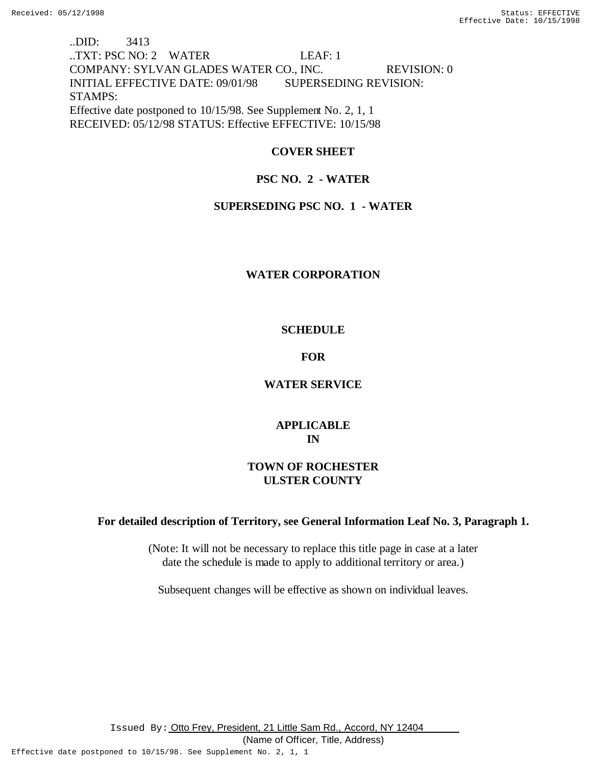..DID: 3413
..TXT: PSC NO: 2 WATER LEAF: 1
COMPANY: SYLVAN GLADES WATER CO., INC. REVISION: 0
INITIAL EFFECTIVE DATE: 09/01/98 SUPERSEDING REVISION:
STAMPS:
Effective date postponed to 10/15/98. See Supplement No. 2, 1, 1
RECEIVED: 05/12/98 STATUS: Effective EFFECTIVE: 10/15/98

**COVER SHEET**

**PSC NO. 2 - WATER**

**SUPERSEDING PSC NO. 1 - WATER**

**WATER CORPORATION**

**SCHEDULE**

**FOR**

**WATER SERVICE**

**APPLICABLE**
**IN**

**TOWN OF ROCHESTER**
**ULSTER COUNTY**

**For detailed description of Territory, see General Information Leaf No. 3, Paragraph 1.**

(Note: It will not be necessary to replace this title page in case at a later date the schedule is made to apply to additional territory or area.)

Subsequent changes will be effective as shown on individual leaves.

Issued By: Otto Frey, President, 21 Little Sam Rd., Accord, NY 12404
(Name of Officer, Title, Address)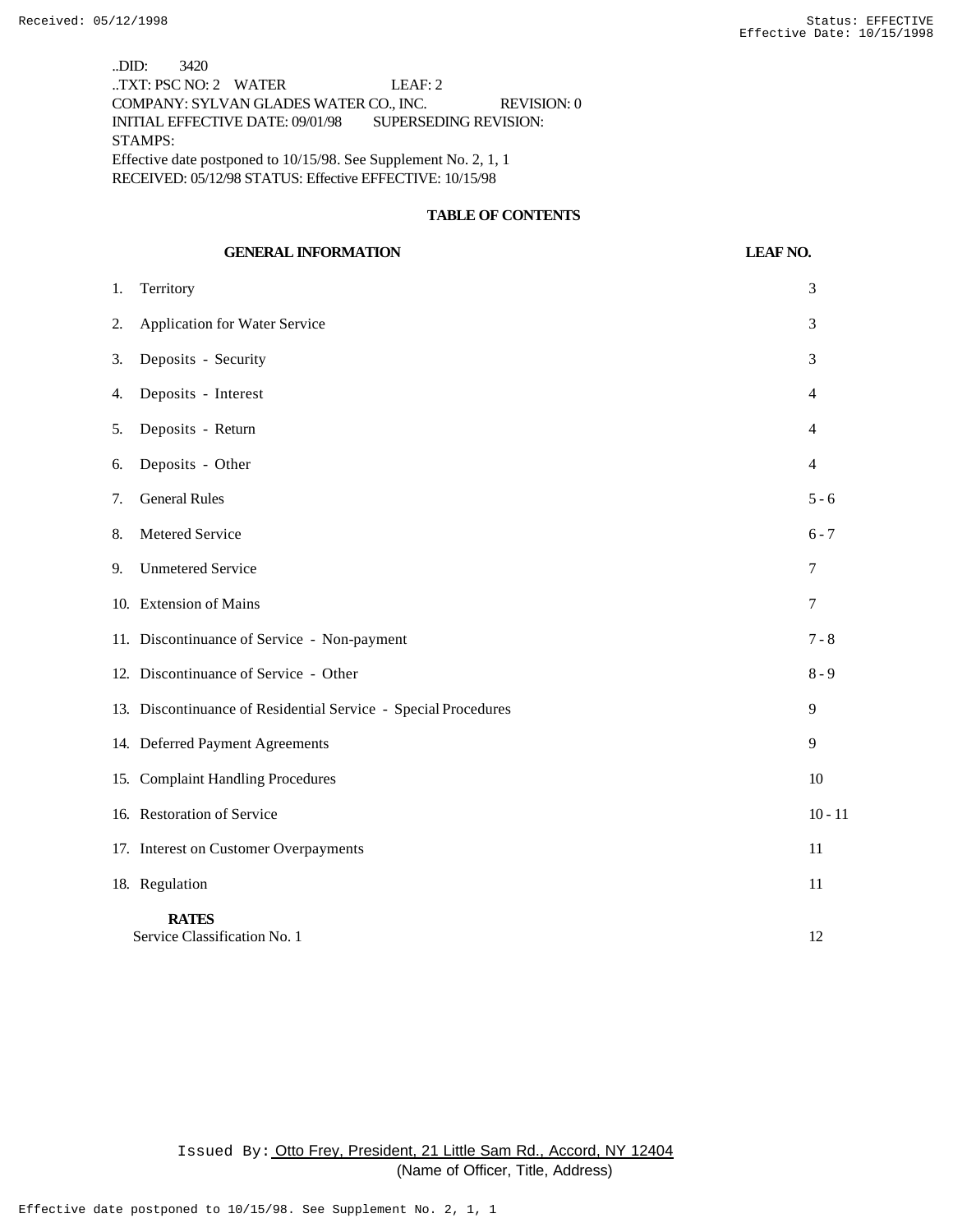..DID: 3420
..TXT: PSC NO: 2 WATER LEAF: 2
COMPANY: SYLVAN GLADES WATER CO., INC. REVISION: 0
INITIAL EFFECTIVE DATE: 09/01/98 SUPERSEDING REVISION:
STAMPS:
Effective date postponed to 10/15/98. See Supplement No. 2, 1, 1
RECEIVED: 05/12/98 STATUS: Effective EFFECTIVE: 10/15/98

## TABLE OF CONTENTS

| GENERAL INFORMATION | LEAF NO. |
|---|---|
| 1. Territory | 3 |
| 2. Application for Water Service | 3 |
| 3. Deposits - Security | 3 |
| 4. Deposits - Interest | 4 |
| 5. Deposits - Return | 4 |
| 6. Deposits - Other | 4 |
| 7. General Rules | 5 - 6 |
| 8. Metered Service | 6 - 7 |
| 9. Unmetered Service | 7 |
| 10. Extension of Mains | 7 |
| 11. Discontinuance of Service - Non-payment | 7 - 8 |
| 12. Discontinuance of Service - Other | 8 - 9 |
| 13. Discontinuance of Residential Service - Special Procedures | 9 |
| 14. Deferred Payment Agreements | 9 |
| 15. Complaint Handling Procedures | 10 |
| 16. Restoration of Service | 10 - 11 |
| 17. Interest on Customer Overpayments | 11 |
| 18. Regulation | 11 |
| **RATES** | |
| Service Classification No. 1 | 12 |

Issued By: Otto Frey, President, 21 Little Sam Rd., Accord, NY 12404
(Name of Officer, Title, Address)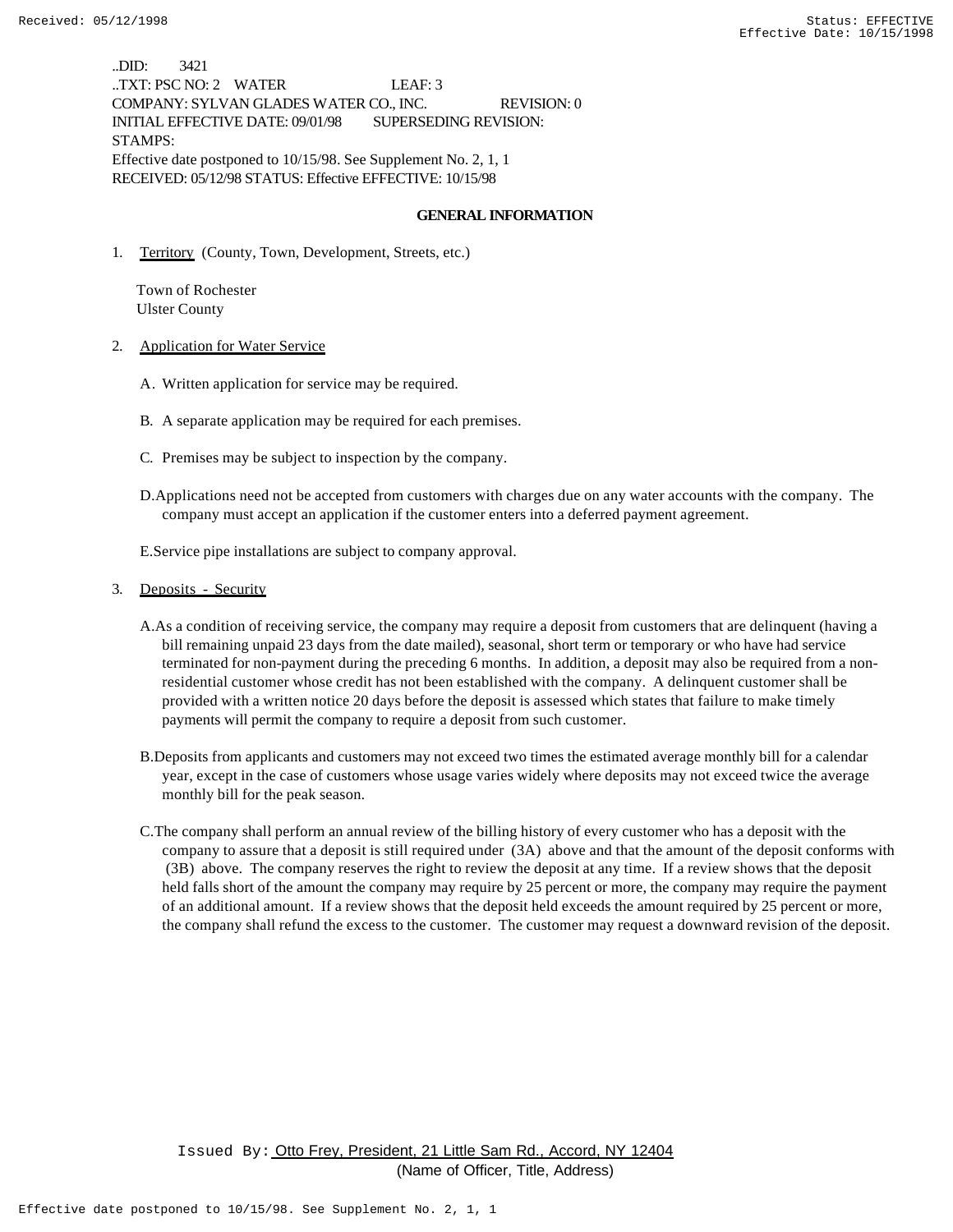..DID: 3421
..TXT: PSC NO: 2 WATER LEAF: 3
COMPANY: SYLVAN GLADES WATER CO., INC. REVISION: 0
INITIAL EFFECTIVE DATE: 09/01/98 SUPERSEDING REVISION:
STAMPS:
Effective date postponed to 10/15/98. See Supplement No. 2, 1, 1
RECEIVED: 05/12/98 STATUS: Effective EFFECTIVE: 10/15/98

## GENERAL INFORMATION

1. Territory (County, Town, Development, Streets, etc.)

   Town of Rochester
   Ulster County

2. Application for Water Service

   A. Written application for service may be required.

   B. A separate application may be required for each premises.

   C. Premises may be subject to inspection by the company.

   D. Applications need not be accepted from customers with charges due on any water accounts with the company. The company must accept an application if the customer enters into a deferred payment agreement.

   E. Service pipe installations are subject to company approval.

3. Deposits - Security

   A. As a condition of receiving service, the company may require a deposit from customers that are delinquent (having a bill remaining unpaid 23 days from the date mailed), seasonal, short term or temporary or who have had service terminated for non-payment during the preceding 6 months. In addition, a deposit may also be required from a non-residential customer whose credit has not been established with the company. A delinquent customer shall be provided with a written notice 20 days before the deposit is assessed which states that failure to make timely payments will permit the company to require a deposit from such customer.

   B. Deposits from applicants and customers may not exceed two times the estimated average monthly bill for a calendar year, except in the case of customers whose usage varies widely where deposits may not exceed twice the average monthly bill for the peak season.

   C. The company shall perform an annual review of the billing history of every customer who has a deposit with the company to assure that a deposit is still required under (3A) above and that the amount of the deposit conforms with (3B) above. The company reserves the right to review the deposit at any time. If a review shows that the deposit held falls short of the amount the company may require by 25 percent or more, the company may require the payment of an additional amount. If a review shows that the deposit held exceeds the amount required by 25 percent or more, the company shall refund the excess to the customer. The customer may request a downward revision of the deposit.

Issued By: Otto Frey, President, 21 Little Sam Rd., Accord, NY 12404
(Name of Officer, Title, Address)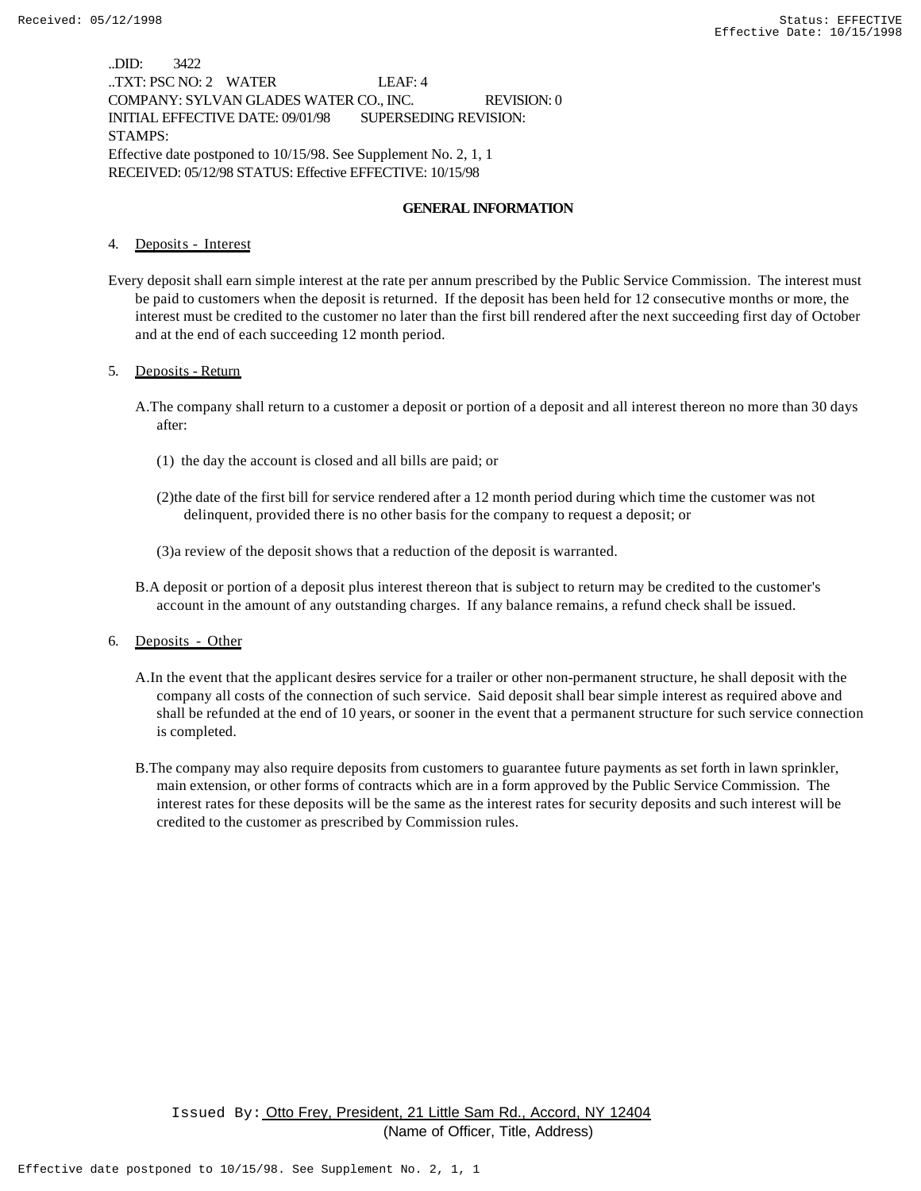..DID: 3422
..TXT: PSC NO: 2 WATER LEAF: 4
COMPANY: SYLVAN GLADES WATER CO., INC. REVISION: 0
INITIAL EFFECTIVE DATE: 09/01/98 SUPERSEDING REVISION:
STAMPS:
Effective date postponed to 10/15/98. See Supplement No. 2, 1, 1
RECEIVED: 05/12/98 STATUS: Effective EFFECTIVE: 10/15/98

## GENERAL INFORMATION

4. Deposits - Interest

Every deposit shall earn simple interest at the rate per annum prescribed by the Public Service Commission. The interest must be paid to customers when the deposit is returned. If the deposit has been held for 12 consecutive months or more, the interest must be credited to the customer no later than the first bill rendered after the next succeeding first day of October and at the end of each succeeding 12 month period.

5. Deposits - Return

A. The company shall return to a customer a deposit or portion of a deposit and all interest thereon no more than 30 days after:

(1) the day the account is closed and all bills are paid; or

(2) the date of the first bill for service rendered after a 12 month period during which time the customer was not delinquent, provided there is no other basis for the company to request a deposit; or

(3) a review of the deposit shows that a reduction of the deposit is warranted.

B. A deposit or portion of a deposit plus interest thereon that is subject to return may be credited to the customer's account in the amount of any outstanding charges. If any balance remains, a refund check shall be issued.

6. Deposits - Other

A. In the event that the applicant desires service for a trailer or other non-permanent structure, he shall deposit with the company all costs of the connection of such service. Said deposit shall bear simple interest as required above and shall be refunded at the end of 10 years, or sooner in the event that a permanent structure for such service connection is completed.

B. The company may also require deposits from customers to guarantee future payments as set forth in lawn sprinkler, main extension, or other forms of contracts which are in a form approved by the Public Service Commission. The interest rates for these deposits will be the same as the interest rates for security deposits and such interest will be credited to the customer as prescribed by Commission rules.

Issued By: Otto Frey, President, 21 Little Sam Rd., Accord, NY 12404
(Name of Officer, Title, Address)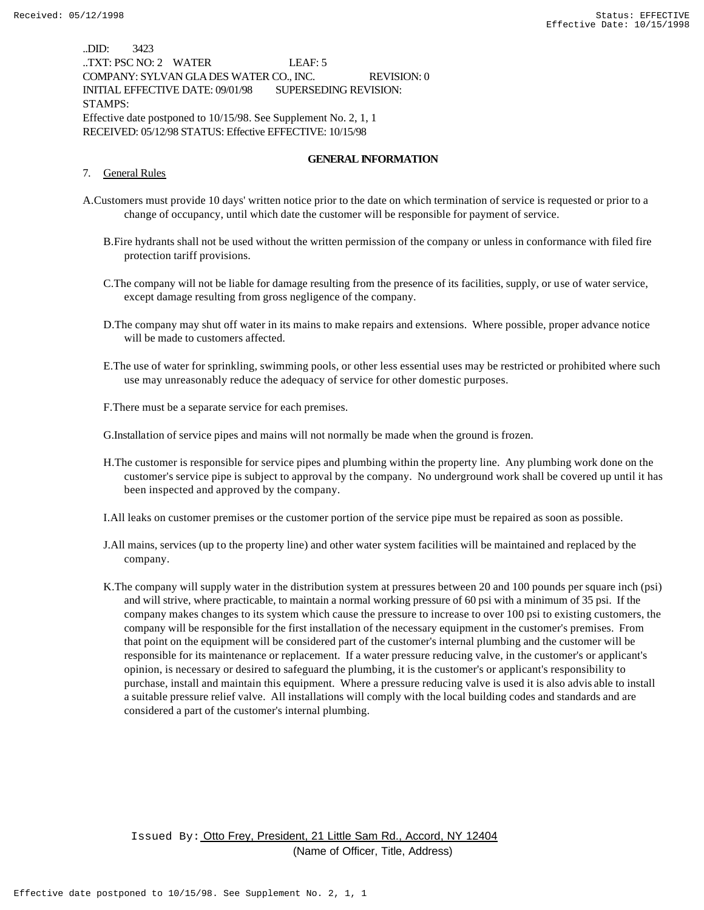..DID: 3423
..TXT: PSC NO: 2 WATER LEAF: 5
COMPANY: SYLVAN GLADES WATER CO., INC. REVISION: 0
INITIAL EFFECTIVE DATE: 09/01/98 SUPERSEDING REVISION:
STAMPS:
Effective date postponed to 10/15/98. See Supplement No. 2, 1, 1
RECEIVED: 05/12/98 STATUS: Effective EFFECTIVE: 10/15/98

## GENERAL INFORMATION

7. General Rules

A. Customers must provide 10 days' written notice prior to the date on which termination of service is requested or prior to a change of occupancy, until which date the customer will be responsible for payment of service.

B. Fire hydrants shall not be used without the written permission of the company or unless in conformance with filed fire protection tariff provisions.

C. The company will not be liable for damage resulting from the presence of its facilities, supply, or use of water service, except damage resulting from gross negligence of the company.

D. The company may shut off water in its mains to make repairs and extensions. Where possible, proper advance notice will be made to customers affected.

E. The use of water for sprinkling, swimming pools, or other less essential uses may be restricted or prohibited where such use may unreasonably reduce the adequacy of service for other domestic purposes.

F. There must be a separate service for each premises.

G. Installation of service pipes and mains will not normally be made when the ground is frozen.

H. The customer is responsible for service pipes and plumbing within the property line. Any plumbing work done on the customer's service pipe is subject to approval by the company. No underground work shall be covered up until it has been inspected and approved by the company.

I. All leaks on customer premises or the customer portion of the service pipe must be repaired as soon as possible.

J. All mains, services (up to the property line) and other water system facilities will be maintained and replaced by the company.

K. The company will supply water in the distribution system at pressures between 20 and 100 pounds per square inch (psi) and will strive, where practicable, to maintain a normal working pressure of 60 psi with a minimum of 35 psi. If the company makes changes to its system which cause the pressure to increase to over 100 psi to existing customers, the company will be responsible for the first installation of the necessary equipment in the customer's premises. From that point on the equipment will be considered part of the customer's internal plumbing and the customer will be responsible for its maintenance or replacement. If a water pressure reducing valve, in the customer's or applicant's opinion, is necessary or desired to safeguard the plumbing, it is the customer's or applicant's responsibility to purchase, install and maintain this equipment. Where a pressure reducing valve is used it is also advisable to install a suitable pressure relief valve. All installations will comply with the local building codes and standards and are considered a part of the customer's internal plumbing.

Issued By: Otto Frey, President, 21 Little Sam Rd., Accord, NY 12404
(Name of Officer, Title, Address)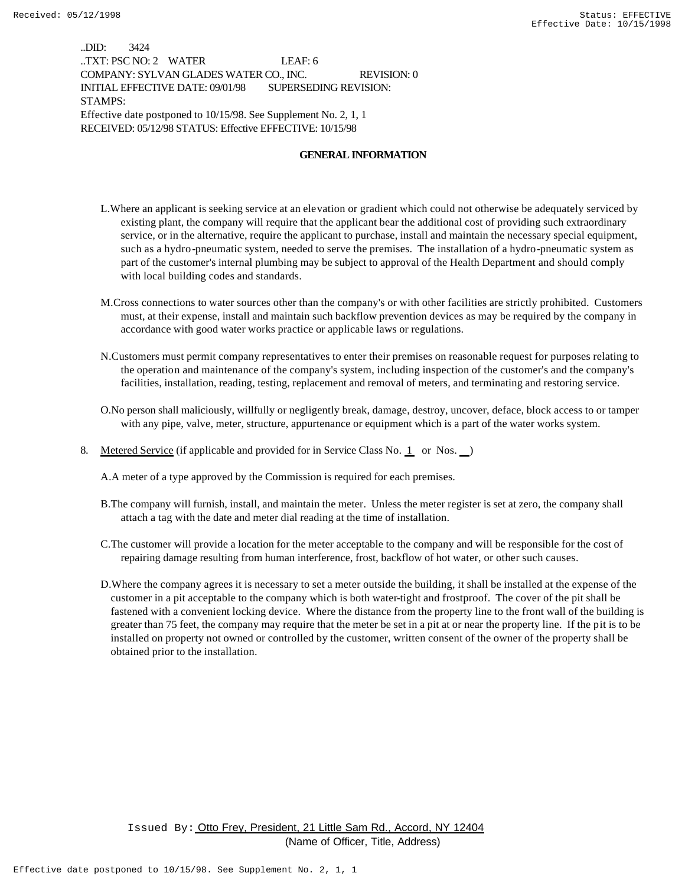..DID: 3424
..TXT: PSC NO: 2 WATER LEAF: 6
COMPANY: SYLVAN GLADES WATER CO., INC. REVISION: 0
INITIAL EFFECTIVE DATE: 09/01/98 SUPERSEDING REVISION:
STAMPS:
Effective date postponed to 10/15/98. See Supplement No. 2, 1, 1
RECEIVED: 05/12/98 STATUS: Effective EFFECTIVE: 10/15/98

## GENERAL INFORMATION

L. Where an applicant is seeking service at an elevation or gradient which could not otherwise be adequately serviced by existing plant, the company will require that the applicant bear the additional cost of providing such extraordinary service, or in the alternative, require the applicant to purchase, install and maintain the necessary special equipment, such as a hydro-pneumatic system, needed to serve the premises. The installation of a hydro-pneumatic system as part of the customer's internal plumbing may be subject to approval of the Health Department and should comply with local building codes and standards.

M. Cross connections to water sources other than the company's or with other facilities are strictly prohibited. Customers must, at their expense, install and maintain such backflow prevention devices as may be required by the company in accordance with good water works practice or applicable laws or regulations.

N. Customers must permit company representatives to enter their premises on reasonable request for purposes relating to the operation and maintenance of the company's system, including inspection of the customer's and the company's facilities, installation, reading, testing, replacement and removal of meters, and terminating and restoring service.

O. No person shall maliciously, willfully or negligently break, damage, destroy, uncover, deface, block access to or tamper with any pipe, valve, meter, structure, appurtenance or equipment which is a part of the water works system.

8. Metered Service (if applicable and provided for in Service Class No. 1 or Nos. __)

A. A meter of a type approved by the Commission is required for each premises.

B. The company will furnish, install, and maintain the meter. Unless the meter register is set at zero, the company shall attach a tag with the date and meter dial reading at the time of installation.

C. The customer will provide a location for the meter acceptable to the company and will be responsible for the cost of repairing damage resulting from human interference, frost, backflow of hot water, or other such causes.

D. Where the company agrees it is necessary to set a meter outside the building, it shall be installed at the expense of the customer in a pit acceptable to the company which is both water-tight and frostproof. The cover of the pit shall be fastened with a convenient locking device. Where the distance from the property line to the front wall of the building is greater than 75 feet, the company may require that the meter be set in a pit at or near the property line. If the pit is to be installed on property not owned or controlled by the customer, written consent of the owner of the property shall be obtained prior to the installation.

Issued By: Otto Frey, President, 21 Little Sam Rd., Accord, NY 12404
(Name of Officer, Title, Address)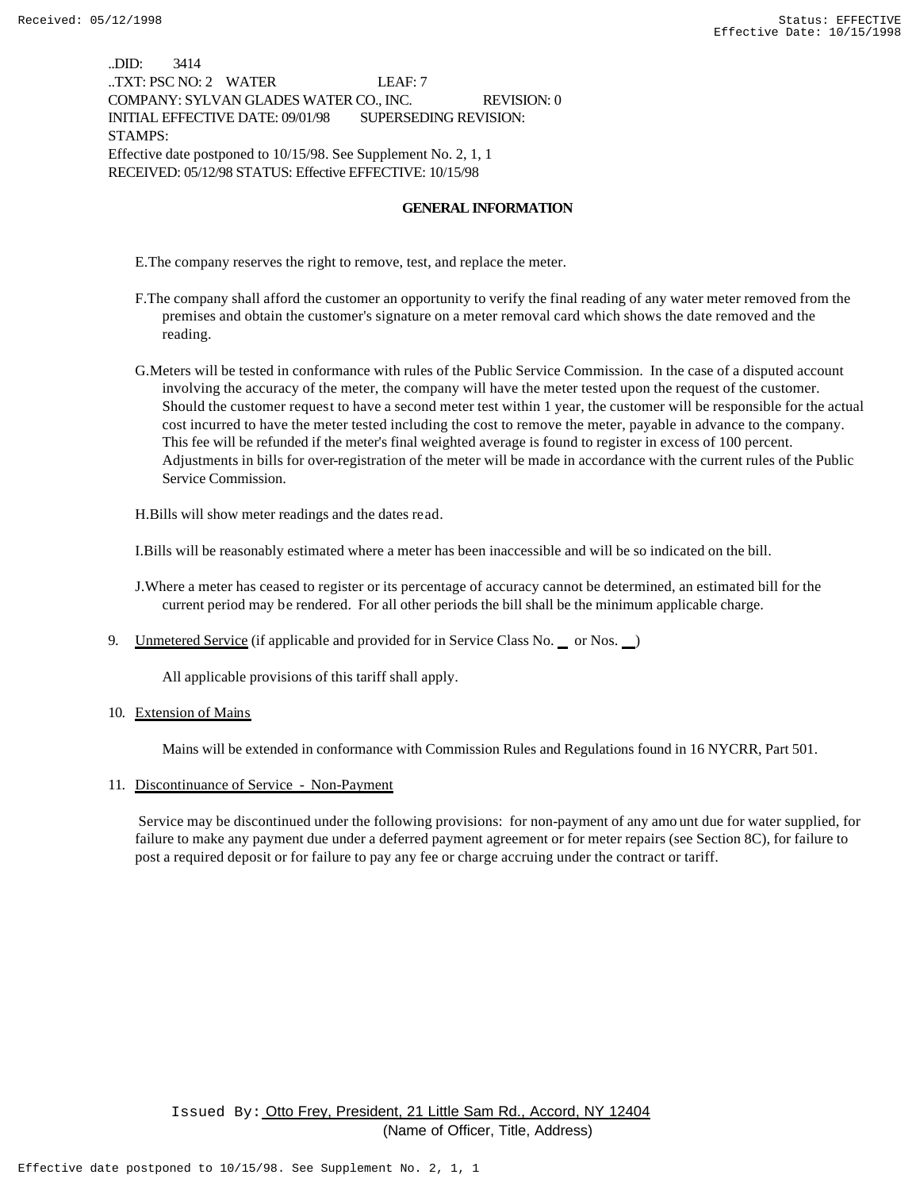..DID: 3414
..TXT: PSC NO: 2 WATER LEAF: 7
COMPANY: SYLVAN GLADES WATER CO., INC. REVISION: 0
INITIAL EFFECTIVE DATE: 09/01/98 SUPERSEDING REVISION:
STAMPS:
Effective date postponed to 10/15/98. See Supplement No. 2, 1, 1
RECEIVED: 05/12/98 STATUS: Effective EFFECTIVE: 10/15/98

## GENERAL INFORMATION

E. The company reserves the right to remove, test, and replace the meter.

F. The company shall afford the customer an opportunity to verify the final reading of any water meter removed from the premises and obtain the customer's signature on a meter removal card which shows the date removed and the reading.

G. Meters will be tested in conformance with rules of the Public Service Commission. In the case of a disputed account involving the accuracy of the meter, the company will have the meter tested upon the request of the customer. Should the customer request to have a second meter test within 1 year, the customer will be responsible for the actual cost incurred to have the meter tested including the cost to remove the meter, payable in advance to the company. This fee will be refunded if the meter's final weighted average is found to register in excess of 100 percent. Adjustments in bills for over-registration of the meter will be made in accordance with the current rules of the Public Service Commission.

H. Bills will show meter readings and the dates read.

I. Bills will be reasonably estimated where a meter has been inaccessible and will be so indicated on the bill.

J. Where a meter has ceased to register or its percentage of accuracy cannot be determined, an estimated bill for the current period may be rendered. For all other periods the bill shall be the minimum applicable charge.

9. Unmetered Service (if applicable and provided for in Service Class No. __ or Nos. __)

   All applicable provisions of this tariff shall apply.

10. Extension of Mains

    Mains will be extended in conformance with Commission Rules and Regulations found in 16 NYCRR, Part 501.

11. Discontinuance of Service - Non-Payment

    Service may be discontinued under the following provisions: for non-payment of any amount due for water supplied, for failure to make any payment due under a deferred payment agreement or for meter repairs (see Section 8C), for failure to post a required deposit or for failure to pay any fee or charge accruing under the contract or tariff.

Issued By: Otto Frey, President, 21 Little Sam Rd., Accord, NY 12404
(Name of Officer, Title, Address)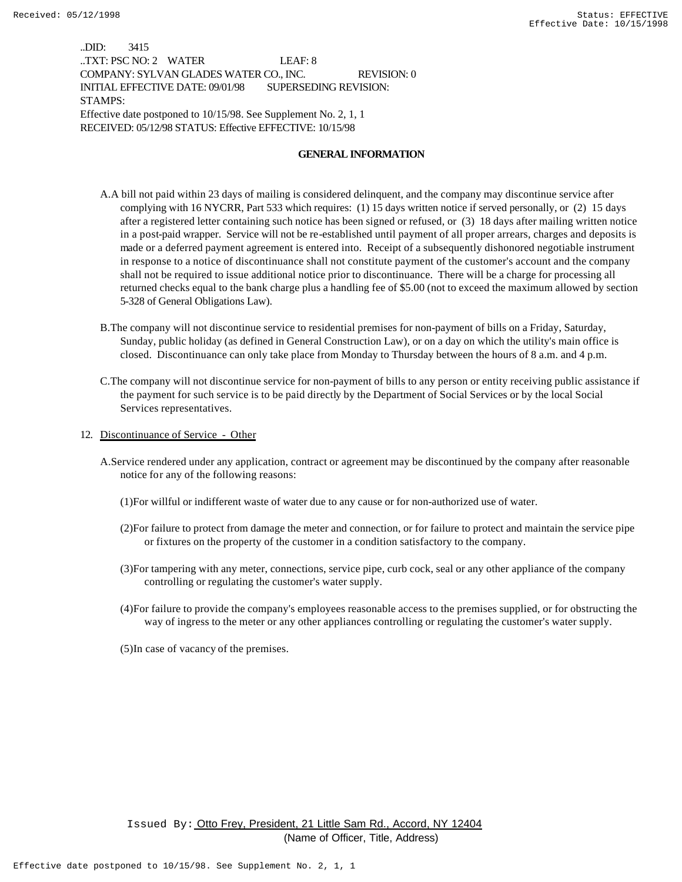..DID: 3415
..TXT: PSC NO: 2 WATER LEAF: 8
COMPANY: SYLVAN GLADES WATER CO., INC. REVISION: 0
INITIAL EFFECTIVE DATE: 09/01/98 SUPERSEDING REVISION:
STAMPS:
Effective date postponed to 10/15/98. See Supplement No. 2, 1, 1
RECEIVED: 05/12/98 STATUS: Effective EFFECTIVE: 10/15/98

## GENERAL INFORMATION

A. A bill not paid within 23 days of mailing is considered delinquent, and the company may discontinue service after complying with 16 NYCRR, Part 533 which requires: (1) 15 days written notice if served personally, or (2) 15 days after a registered letter containing such notice has been signed or refused, or (3) 18 days after mailing written notice in a post-paid wrapper. Service will not be re-established until payment of all proper arrears, charges and deposits is made or a deferred payment agreement is entered into. Receipt of a subsequently dishonored negotiable instrument in response to a notice of discontinuance shall not constitute payment of the customer's account and the company shall not be required to issue additional notice prior to discontinuance. There will be a charge for processing all returned checks equal to the bank charge plus a handling fee of $5.00 (not to exceed the maximum allowed by section 5-328 of General Obligations Law).

B. The company will not discontinue service to residential premises for non-payment of bills on a Friday, Saturday, Sunday, public holiday (as defined in General Construction Law), or on a day on which the utility's main office is closed. Discontinuance can only take place from Monday to Thursday between the hours of 8 a.m. and 4 p.m.

C. The company will not discontinue service for non-payment of bills to any person or entity receiving public assistance if the payment for such service is to be paid directly by the Department of Social Services or by the local Social Services representatives.

12. Discontinuance of Service - Other

A. Service rendered under any application, contract or agreement may be discontinued by the company after reasonable notice for any of the following reasons:

(1) For willful or indifferent waste of water due to any cause or for non-authorized use of water.

(2) For failure to protect from damage the meter and connection, or for failure to protect and maintain the service pipe or fixtures on the property of the customer in a condition satisfactory to the company.

(3) For tampering with any meter, connections, service pipe, curb cock, seal or any other appliance of the company controlling or regulating the customer's water supply.

(4) For failure to provide the company's employees reasonable access to the premises supplied, or for obstructing the way of ingress to the meter or any other appliances controlling or regulating the customer's water supply.

(5) In case of vacancy of the premises.

Issued By: Otto Frey, President, 21 Little Sam Rd., Accord, NY 12404
(Name of Officer, Title, Address)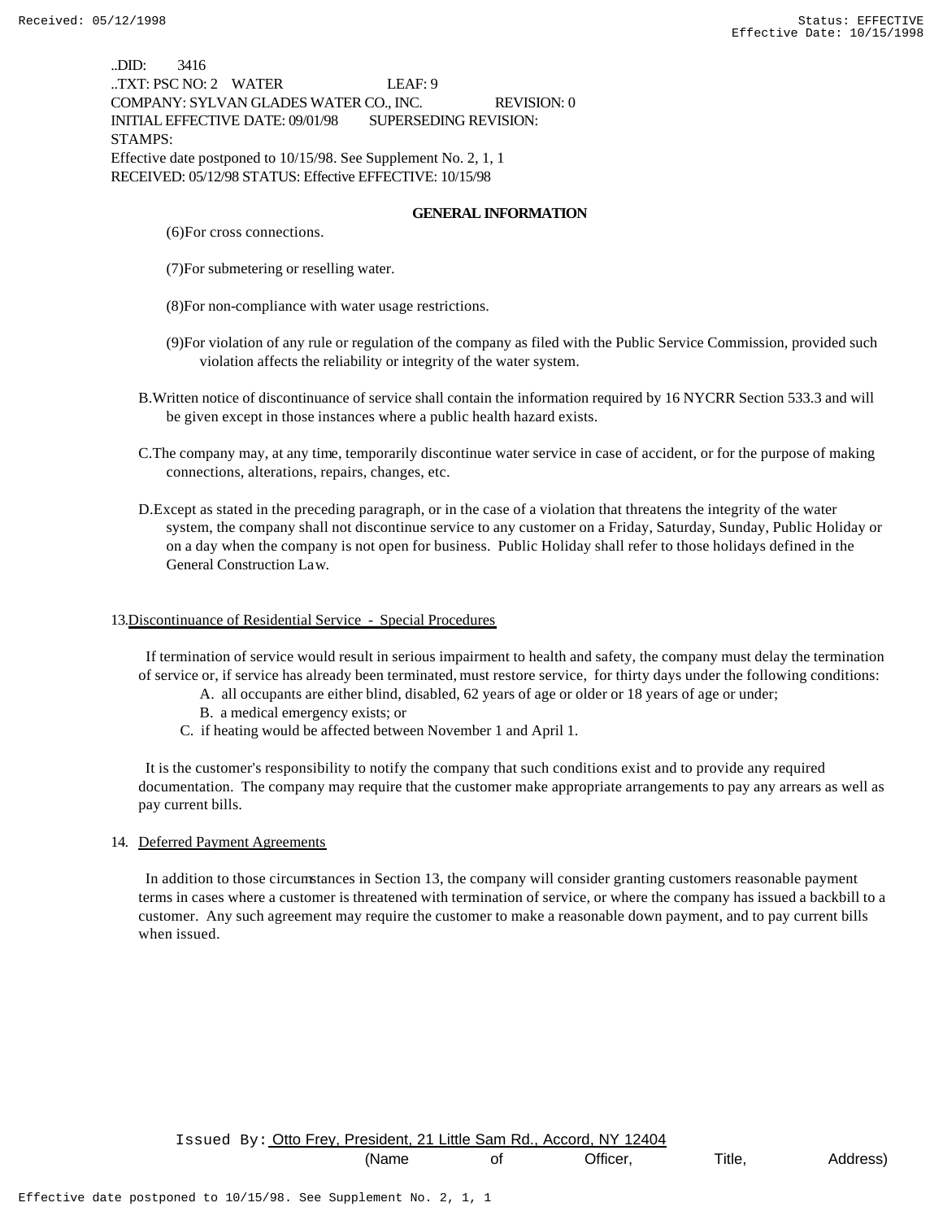..DID: 3416
..TXT: PSC NO: 2 WATER LEAF: 9
COMPANY: SYLVAN GLADES WATER CO., INC. REVISION: 0
INITIAL EFFECTIVE DATE: 09/01/98 SUPERSEDING REVISION:
STAMPS:
Effective date postponed to 10/15/98. See Supplement No. 2, 1, 1
RECEIVED: 05/12/98 STATUS: Effective EFFECTIVE: 10/15/98

**GENERAL INFORMATION**

(6)For cross connections.

(7)For submetering or reselling water.

(8)For non-compliance with water usage restrictions.

(9)For violation of any rule or regulation of the company as filed with the Public Service Commission, provided such violation affects the reliability or integrity of the water system.

B.Written notice of discontinuance of service shall contain the information required by 16 NYCRR Section 533.3 and will be given except in those instances where a public health hazard exists.

C.The company may, at any time, temporarily discontinue water service in case of accident, or for the purpose of making connections, alterations, repairs, changes, etc.

D.Except as stated in the preceding paragraph, or in the case of a violation that threatens the integrity of the water system, the company shall not discontinue service to any customer on a Friday, Saturday, Sunday, Public Holiday or on a day when the company is not open for business. Public Holiday shall refer to those holidays defined in the General Construction Law.

13.Discontinuance of Residential Service - Special Procedures

If termination of service would result in serious impairment to health and safety, the company must delay the termination of service or, if service has already been terminated, must restore service, for thirty days under the following conditions:

A. all occupants are either blind, disabled, 62 years of age or older or 18 years of age or under;
B. a medical emergency exists; or
C. if heating would be affected between November 1 and April 1.

It is the customer's responsibility to notify the company that such conditions exist and to provide any required documentation. The company may require that the customer make appropriate arrangements to pay any arrears as well as pay current bills.

14. Deferred Payment Agreements

In addition to those circumstances in Section 13, the company will consider granting customers reasonable payment terms in cases where a customer is threatened with termination of service, or where the company has issued a backbill to a customer. Any such agreement may require the customer to make a reasonable down payment, and to pay current bills when issued.

Issued By: Otto Frey, President, 21 Little Sam Rd., Accord, NY 12404
(Name of Officer, Title, Address)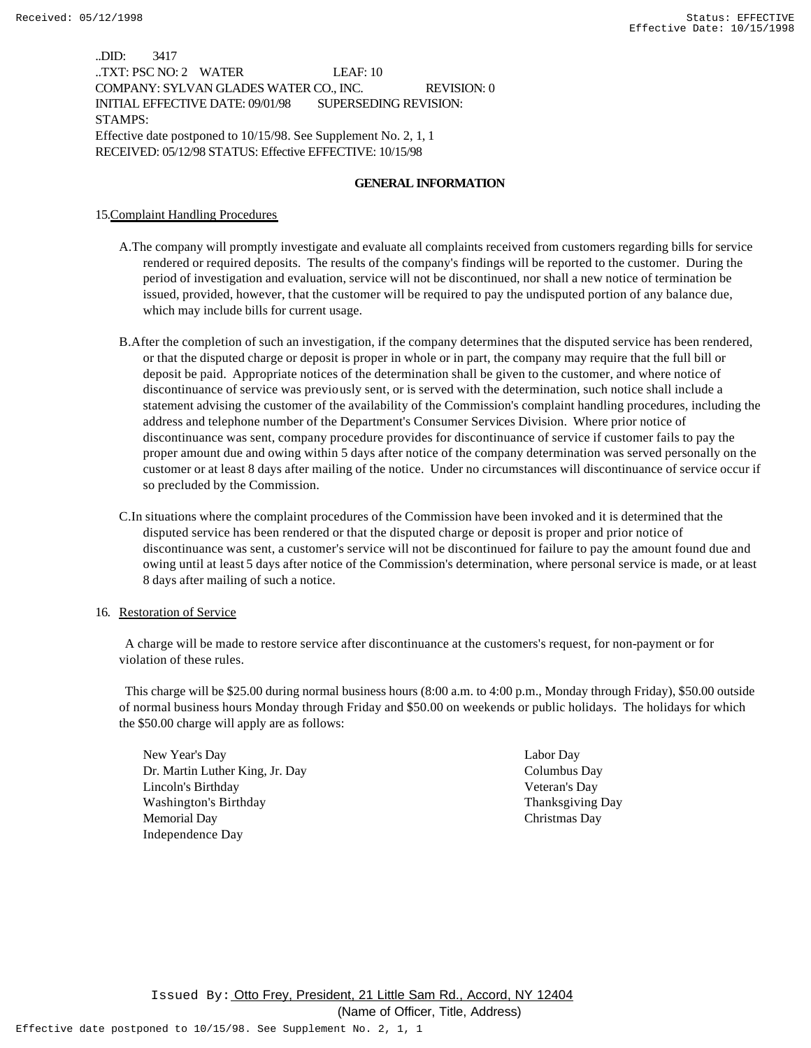..DID: 3417
..TXT: PSC NO: 2 WATER LEAF: 10
COMPANY: SYLVAN GLADES WATER CO., INC. REVISION: 0
INITIAL EFFECTIVE DATE: 09/01/98 SUPERSEDING REVISION:
STAMPS:
Effective date postponed to 10/15/98. See Supplement No. 2, 1, 1
RECEIVED: 05/12/98 STATUS: Effective EFFECTIVE: 10/15/98

**GENERAL INFORMATION**

15. Complaint Handling Procedures

A. The company will promptly investigate and evaluate all complaints received from customers regarding bills for service rendered or required deposits. The results of the company's findings will be reported to the customer. During the period of investigation and evaluation, service will not be discontinued, nor shall a new notice of termination be issued, provided, however, that the customer will be required to pay the undisputed portion of any balance due, which may include bills for current usage.

B. After the completion of such an investigation, if the company determines that the disputed service has been rendered, or that the disputed charge or deposit is proper in whole or in part, the company may require that the full bill or deposit be paid. Appropriate notices of the determination shall be given to the customer, and where notice of discontinuance of service was previously sent, or is served with the determination, such notice shall include a statement advising the customer of the availability of the Commission's complaint handling procedures, including the address and telephone number of the Department's Consumer Services Division. Where prior notice of discontinuance was sent, company procedure provides for discontinuance of service if customer fails to pay the proper amount due and owing within 5 days after notice of the company determination was served personally on the customer or at least 8 days after mailing of the notice. Under no circumstances will discontinuance of service occur if so precluded by the Commission.

C. In situations where the complaint procedures of the Commission have been invoked and it is determined that the disputed service has been rendered or that the disputed charge or deposit is proper and prior notice of discontinuance was sent, a customer's service will not be discontinued for failure to pay the amount found due and owing until at least 5 days after notice of the Commission's determination, where personal service is made, or at least 8 days after mailing of such a notice.

16. Restoration of Service

A charge will be made to restore service after discontinuance at the customers's request, for non-payment or for violation of these rules.

This charge will be $25.00 during normal business hours (8:00 a.m. to 4:00 p.m., Monday through Friday), $50.00 outside of normal business hours Monday through Friday and $50.00 on weekends or public holidays. The holidays for which the $50.00 charge will apply are as follows:

- New Year's Day
- Dr. Martin Luther King, Jr. Day
- Lincoln's Birthday
- Washington's Birthday
- Memorial Day
- Independence Day
- Labor Day
- Columbus Day
- Veteran's Day
- Thanksgiving Day
- Christmas Day

Issued By: Otto Frey, President, 21 Little Sam Rd., Accord, NY 12404
(Name of Officer, Title, Address)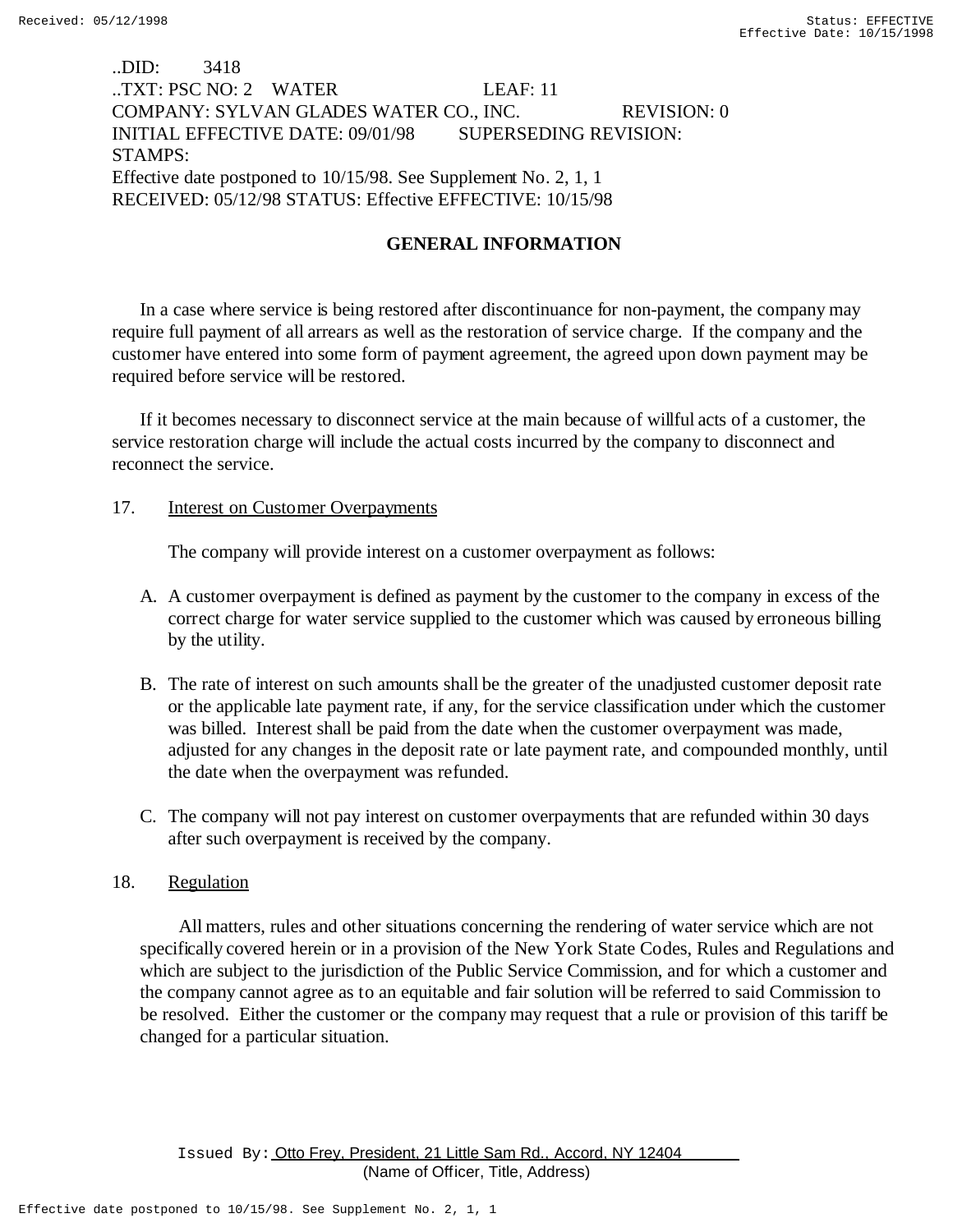..DID: 3418
..TXT: PSC NO: 2 WATER LEAF: 11
COMPANY: SYLVAN GLADES WATER CO., INC. REVISION: 0
INITIAL EFFECTIVE DATE: 09/01/98 SUPERSEDING REVISION:
STAMPS:
Effective date postponed to 10/15/98. See Supplement No. 2, 1, 1
RECEIVED: 05/12/98 STATUS: Effective EFFECTIVE: 10/15/98

## GENERAL INFORMATION

In a case where service is being restored after discontinuance for non-payment, the company may require full payment of all arrears as well as the restoration of service charge. If the company and the customer have entered into some form of payment agreement, the agreed upon down payment may be required before service will be restored.

If it becomes necessary to disconnect service at the main because of willful acts of a customer, the service restoration charge will include the actual costs incurred by the company to disconnect and reconnect the service.

17. Interest on Customer Overpayments

The company will provide interest on a customer overpayment as follows:

A. A customer overpayment is defined as payment by the customer to the company in excess of the correct charge for water service supplied to the customer which was caused by erroneous billing by the utility.

B. The rate of interest on such amounts shall be the greater of the unadjusted customer deposit rate or the applicable late payment rate, if any, for the service classification under which the customer was billed. Interest shall be paid from the date when the customer overpayment was made, adjusted for any changes in the deposit rate or late payment rate, and compounded monthly, until the date when the overpayment was refunded.

C. The company will not pay interest on customer overpayments that are refunded within 30 days after such overpayment is received by the company.

18. Regulation

All matters, rules and other situations concerning the rendering of water service which are not specifically covered herein or in a provision of the New York State Codes, Rules and Regulations and which are subject to the jurisdiction of the Public Service Commission, and for which a customer and the company cannot agree as to an equitable and fair solution will be referred to said Commission to be resolved. Either the customer or the company may request that a rule or provision of this tariff be changed for a particular situation.

Issued By: Otto Frey, President, 21 Little Sam Rd., Accord, NY 12404
(Name of Officer, Title, Address)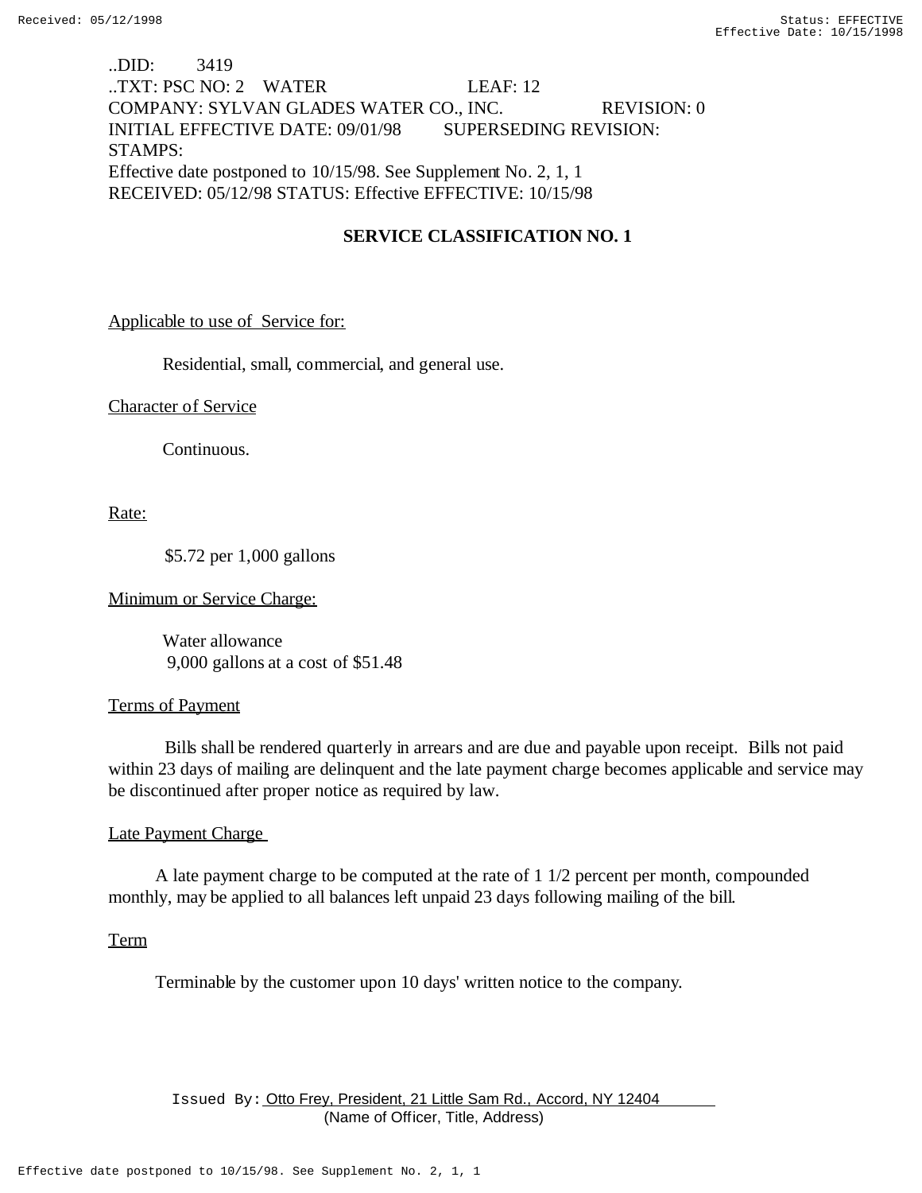..DID: 3419
..TXT: PSC NO: 2 WATER LEAF: 12
COMPANY: SYLVAN GLADES WATER CO., INC. REVISION: 0
INITIAL EFFECTIVE DATE: 09/01/98 SUPERSEDING REVISION:
STAMPS:
Effective date postponed to 10/15/98. See Supplement No. 2, 1, 1
RECEIVED: 05/12/98 STATUS: Effective EFFECTIVE: 10/15/98

## SERVICE CLASSIFICATION NO. 1

Applicable to use of Service for:

Residential, small, commercial, and general use.

Character of Service

Continuous.

Rate:

$5.72 per 1,000 gallons

Minimum or Service Charge:

Water allowance
9,000 gallons at a cost of $51.48

Terms of Payment

Bills shall be rendered quarterly in arrears and are due and payable upon receipt. Bills not paid within 23 days of mailing are delinquent and the late payment charge becomes applicable and service may be discontinued after proper notice as required by law.

Late Payment Charge

A late payment charge to be computed at the rate of 1 1/2 percent per month, compounded monthly, may be applied to all balances left unpaid 23 days following mailing of the bill.

Term

Terminable by the customer upon 10 days' written notice to the company.

Issued By: Otto Frey, President, 21 Little Sam Rd., Accord, NY 12404
(Name of Officer, Title, Address)